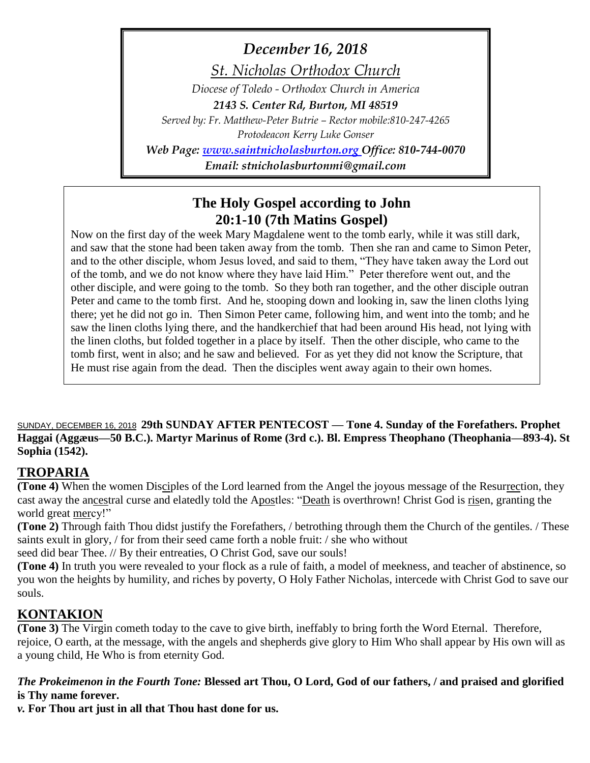*December 16, 2018*

*St. Nicholas Orthodox Church*

*Diocese of Toledo - Orthodox Church in America*

***2143 S. Center Rd, Burton, MI 48519***

*Served by: Fr. Matthew-Peter Butrie – Rector mobile:810-247-4265*

*Protodeacon Kerry Luke Gonser*

***Web Page: [www.saintnicholasburton.org](www.saintnicholasburton.org) Office: 810-744-0070***

***Email: stnicholasburtonmi@gmail.com***

## The Holy Gospel according to John 20:1-10 (7th Matins Gospel)

Now on the first day of the week Mary Magdalene went to the tomb early, while it was still dark, and saw that the stone had been taken away from the tomb. Then she ran and came to Simon Peter, and to the other disciple, whom Jesus loved, and said to them, "They have taken away the Lord out of the tomb, and we do not know where they have laid Him." Peter therefore went out, and the other disciple, and were going to the tomb. So they both ran together, and the other disciple outran Peter and came to the tomb first. And he, stooping down and looking in, saw the linen cloths lying there; yet he did not go in. Then Simon Peter came, following him, and went into the tomb; and he saw the linen cloths lying there, and the handkerchief that had been around His head, not lying with the linen cloths, but folded together in a place by itself. Then the other disciple, who came to the tomb first, went in also; and he saw and believed. For as yet they did not know the Scripture, that He must rise again from the dead. Then the disciples went away again to their own homes.

SUNDAY, DECEMBER 16, 2018 **29th SUNDAY AFTER PENTECOST — Tone 4. Sunday of the Forefathers. Prophet Haggai (Aggæus—50 B.C.). Martyr Marinus of Rome (3rd c.). Bl. Empress Theophano (Theophania—893-4). St Sophia (1542).**

## TROPARIA

**(Tone 4)** When the women Disciples of the Lord learned from the Angel the joyous message of the Resurrection, they cast away the ancestral curse and elatedly told the Apostles: "Death is overthrown! Christ God is risen, granting the world great mercy!"

**(Tone 2)** Through faith Thou didst justify the Forefathers, / betrothing through them the Church of the gentiles. / These saints exult in glory, / for from their seed came forth a noble fruit: / she who without seed did bear Thee. // By their entreaties, O Christ God, save our souls!

**(Tone 4)** In truth you were revealed to your flock as a rule of faith, a model of meekness, and teacher of abstinence, so you won the heights by humility, and riches by poverty, O Holy Father Nicholas, intercede with Christ God to save our souls.

## KONTAKION

**(Tone 3)** The Virgin cometh today to the cave to give birth, ineffably to bring forth the Word Eternal. Therefore, rejoice, O earth, at the message, with the angels and shepherds give glory to Him Who shall appear by His own will as a young child, He Who is from eternity God.

***The Prokeimenon in the Fourth Tone:*** **Blessed art Thou, O Lord, God of our fathers, / and praised and glorified is Thy name forever.**

***v.*** **For Thou art just in all that Thou hast done for us.**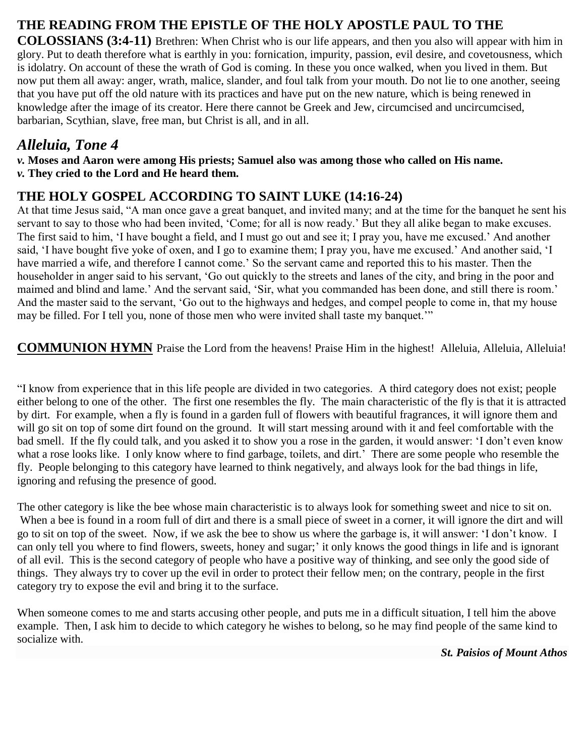## THE READING FROM THE EPISTLE OF THE HOLY APOSTLE PAUL TO THE COLOSSIANS (3:4-11)

Brethren: When Christ who is our life appears, and then you also will appear with him in glory. Put to death therefore what is earthly in you: fornication, impurity, passion, evil desire, and covetousness, which is idolatry. On account of these the wrath of God is coming. In these you once walked, when you lived in them. But now put them all away: anger, wrath, malice, slander, and foul talk from your mouth. Do not lie to one another, seeing that you have put off the old nature with its practices and have put on the new nature, which is being renewed in knowledge after the image of its creator. Here there cannot be Greek and Jew, circumcised and uncircumcised, barbarian, Scythian, slave, free man, but Christ is all, and in all.

## *Alleluia, Tone 4*

***v.*** **Moses and Aaron were among His priests; Samuel also was among those who called on His name.**
***v.*** **They cried to the Lord and He heard them.**

## THE HOLY GOSPEL ACCORDING TO SAINT LUKE (14:16-24)

At that time Jesus said, "A man once gave a great banquet, and invited many; and at the time for the banquet he sent his servant to say to those who had been invited, 'Come; for all is now ready.' But they all alike began to make excuses. The first said to him, 'I have bought a field, and I must go out and see it; I pray you, have me excused.' And another said, 'I have bought five yoke of oxen, and I go to examine them; I pray you, have me excused.' And another said, 'I have married a wife, and therefore I cannot come.' So the servant came and reported this to his master. Then the householder in anger said to his servant, 'Go out quickly to the streets and lanes of the city, and bring in the poor and maimed and blind and lame.' And the servant said, 'Sir, what you commanded has been done, and still there is room.' And the master said to the servant, 'Go out to the highways and hedges, and compel people to come in, that my house may be filled. For I tell you, none of those men who were invited shall taste my banquet.'"

**COMMUNION HYMN** Praise the Lord from the heavens! Praise Him in the highest! Alleluia, Alleluia, Alleluia!

"I know from experience that in this life people are divided in two categories. A third category does not exist; people either belong to one of the other. The first one resembles the fly. The main characteristic of the fly is that it is attracted by dirt. For example, when a fly is found in a garden full of flowers with beautiful fragrances, it will ignore them and will go sit on top of some dirt found on the ground. It will start messing around with it and feel comfortable with the bad smell. If the fly could talk, and you asked it to show you a rose in the garden, it would answer: 'I don't even know what a rose looks like. I only know where to find garbage, toilets, and dirt.' There are some people who resemble the fly. People belonging to this category have learned to think negatively, and always look for the bad things in life, ignoring and refusing the presence of good.

The other category is like the bee whose main characteristic is to always look for something sweet and nice to sit on. When a bee is found in a room full of dirt and there is a small piece of sweet in a corner, it will ignore the dirt and will go to sit on top of the sweet. Now, if we ask the bee to show us where the garbage is, it will answer: 'I don't know. I can only tell you where to find flowers, sweets, honey and sugar;' it only knows the good things in life and is ignorant of all evil. This is the second category of people who have a positive way of thinking, and see only the good side of things. They always try to cover up the evil in order to protect their fellow men; on the contrary, people in the first category try to expose the evil and bring it to the surface.

When someone comes to me and starts accusing other people, and puts me in a difficult situation, I tell him the above example. Then, I ask him to decide to which category he wishes to belong, so he may find people of the same kind to socialize with.

***St. Paisios of Mount Athos***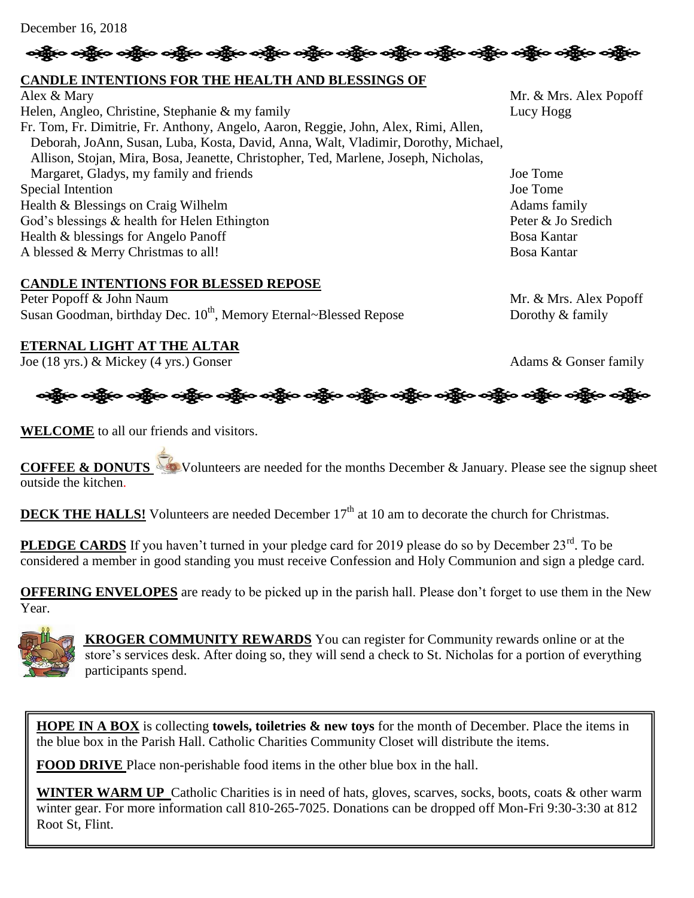December 16, 2018

## CANDLE INTENTIONS FOR THE HEALTH AND BLESSINGS OF

| Intention | Requested by |
|---|---|
| Alex & Mary | Mr. & Mrs. Alex Popoff |
| Helen, Angleo, Christine, Stephanie & my family | Lucy Hogg |
| Fr. Tom, Fr. Dimitrie, Fr. Anthony, Angelo, Aaron, Reggie, John, Alex, Rimi, Allen, Deborah, JoAnn, Susan, Luba, Kosta, David, Anna, Walt, Vladimir, Dorothy, Michael, Allison, Stojan, Mira, Bosa, Jeanette, Christopher, Ted, Marlene, Joseph, Nicholas, Margaret, Gladys, my family and friends | Joe Tome |
| Special Intention | Joe Tome |
| Health & Blessings on Craig Wilhelm | Adams family |
| God's blessings & health for Helen Ethington | Peter & Jo Sredich |
| Health & blessings for Angelo Panoff | Bosa Kantar |
| A blessed & Merry Christmas to all! | Bosa Kantar |

## CANDLE INTENTIONS FOR BLESSED REPOSE

| Intention | Requested by |
|---|---|
| Peter Popoff & John Naum | Mr. & Mrs. Alex Popoff |
| Susan Goodman, birthday Dec. 10th, Memory Eternal~Blessed Repose | Dorothy & family |

## ETERNAL LIGHT AT THE ALTAR

| Intention | Requested by |
|---|---|
| Joe (18 yrs.) & Mickey (4 yrs.) Gonser | Adams & Gonser family |

**WELCOME** to all our friends and visitors.

**COFFEE & DONUTS** Volunteers are needed for the months December & January. Please see the signup sheet outside the kitchen.

**DECK THE HALLS!** Volunteers are needed December 17th at 10 am to decorate the church for Christmas.

**PLEDGE CARDS** If you haven't turned in your pledge card for 2019 please do so by December 23rd. To be considered a member in good standing you must receive Confession and Holy Communion and sign a pledge card.

**OFFERING ENVELOPES** are ready to be picked up in the parish hall. Please don't forget to use them in the New Year.

**KROGER COMMUNITY REWARDS** You can register for Community rewards online or at the store's services desk. After doing so, they will send a check to St. Nicholas for a portion of everything participants spend.

**HOPE IN A BOX** is collecting **towels, toiletries & new toys** for the month of December. Place the items in the blue box in the Parish Hall. Catholic Charities Community Closet will distribute the items.

**FOOD DRIVE** Place non-perishable food items in the other blue box in the hall.

**WINTER WARM UP** Catholic Charities is in need of hats, gloves, scarves, socks, boots, coats & other warm winter gear. For more information call 810-265-7025. Donations can be dropped off Mon-Fri 9:30-3:30 at 812 Root St, Flint.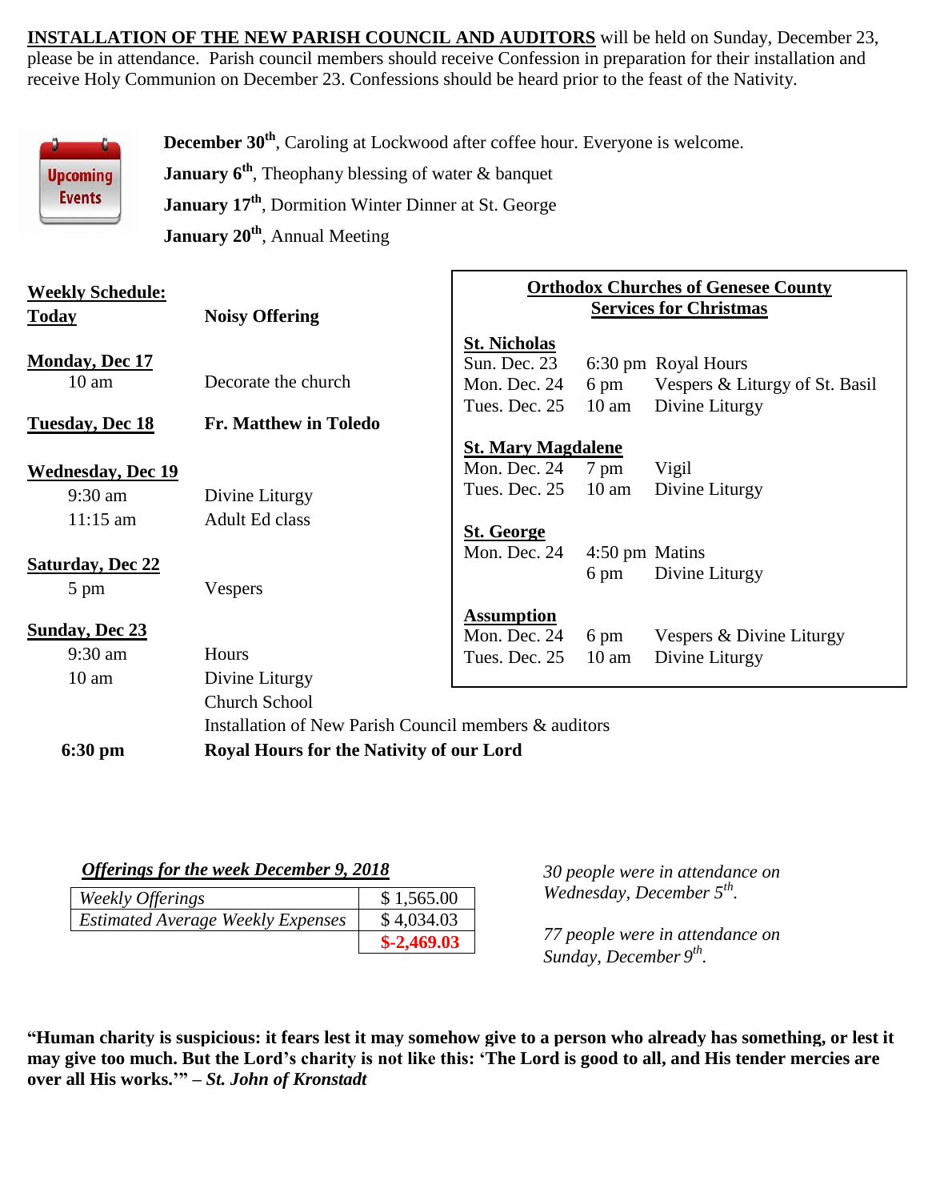**INSTALLATION OF THE NEW PARISH COUNCIL AND AUDITORS** will be held on Sunday, December 23, please be in attendance. Parish council members should receive Confession in preparation for their installation and receive Holy Communion on December 23. Confessions should be heard prior to the feast of the Nativity.

Upcoming Events

**December 30th**, Caroling at Lockwood after coffee hour. Everyone is welcome.
**January 6th**, Theophany blessing of water & banquet
**January 17th**, Dormition Winter Dinner at St. George
**January 20th**, Annual Meeting

**Weekly Schedule:**

**Today** — **Noisy Offering**

**Monday, Dec 17**
10 am — Decorate the church

**Tuesday, Dec 18** — **Fr. Matthew in Toledo**

**Wednesday, Dec 19**
9:30 am — Divine Liturgy
11:15 am — Adult Ed class

**Saturday, Dec 22**
5 pm — Vespers

**Sunday, Dec 23**
9:30 am — Hours
10 am — Divine Liturgy
Church School
Installation of New Parish Council members & auditors
**6:30 pm** — **Royal Hours for the Nativity of our Lord**

## Orthodox Churches of Genesee County Services for Christmas

**St. Nicholas**

| | | |
|---|---|---|
| Sun. Dec. 23 | 6:30 pm | Royal Hours |
| Mon. Dec. 24 | 6 pm | Vespers & Liturgy of St. Basil |
| Tues. Dec. 25 | 10 am | Divine Liturgy |

**St. Mary Magdalene**

| | | |
|---|---|---|
| Mon. Dec. 24 | 7 pm | Vigil |
| Tues. Dec. 25 | 10 am | Divine Liturgy |

**St. George**

| | | |
|---|---|---|
| Mon. Dec. 24 | 4:50 pm | Matins |
| | 6 pm | Divine Liturgy |

**Assumption**

| | | |
|---|---|---|
| Mon. Dec. 24 | 6 pm | Vespers & Divine Liturgy |
| Tues. Dec. 25 | 10 am | Divine Liturgy |

***Offerings for the week December 9, 2018***

| | |
|---|---|
| *Weekly Offerings* | $ 1,565.00 |
| *Estimated Average Weekly Expenses* | $ 4,034.03 |
| | **$-2,469.03** |

*30 people were in attendance on Wednesday, December 5th.*

*77 people were in attendance on Sunday, December 9th.*

**"Human charity is suspicious: it fears lest it may somehow give to a person who already has something, or lest it may give too much. But the Lord's charity is not like this: 'The Lord is good to all, and His tender mercies are over all His works.'" – *St. John of Kronstadt***